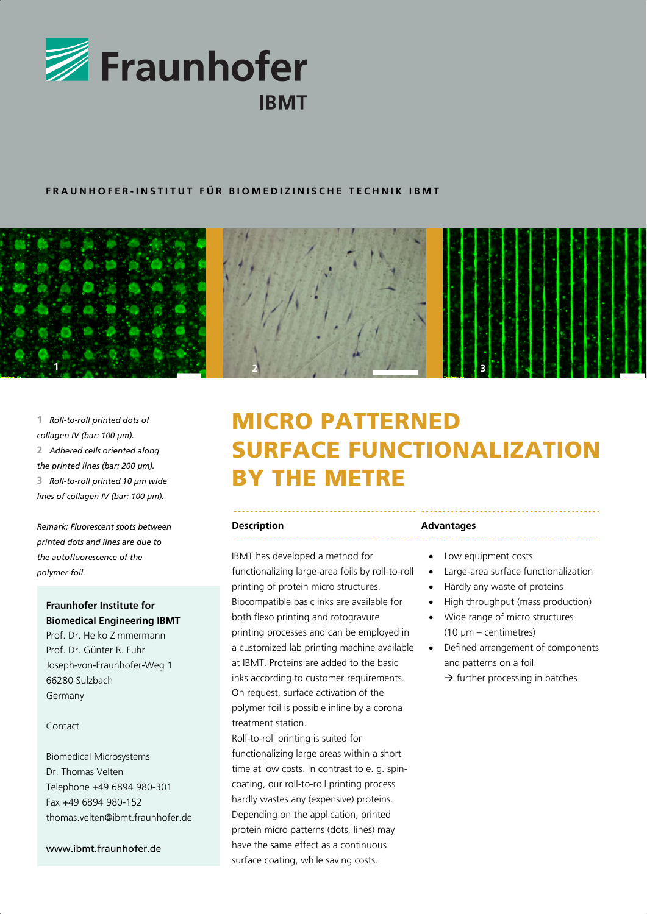Fraunhofer IBMT

FRAUNHOFER-INSTITUT FÜR BIOMEDIZINISCHE TECHNIK IBMT

**1** *Roll-to-roll printed dots of collagen IV (bar: 100 µm).*
**2** *Adhered cells oriented along the printed lines (bar: 200 µm).*
**3** *Roll-to-roll printed 10 µm wide lines of collagen IV (bar: 100 µm).*

*Remark: Fluorescent spots between printed dots and lines are due to the autofluorescence of the polymer foil.*

**Fraunhofer Institute for Biomedical Engineering IBMT**
Prof. Dr. Heiko Zimmermann
Prof. Dr. Günter R. Fuhr
Joseph-von-Fraunhofer-Weg 1
66280 Sulzbach
Germany

Contact

Biomedical Microsystems
Dr. Thomas Velten
Telephone +49 6894 980-301
Fax +49 6894 980-152
thomas.velten@ibmt.fraunhofer.de

www.ibmt.fraunhofer.de

# MICRO PATTERNED SURFACE FUNCTIONALIZATION BY THE METRE

## Description

IBMT has developed a method for functionalizing large-area foils by roll-to-roll printing of protein micro structures. Biocompatible basic inks are available for both flexo printing and rotogravure printing processes and can be employed in a customized lab printing machine available at IBMT. Proteins are added to the basic inks according to customer requirements. On request, surface activation of the polymer foil is possible inline by a corona treatment station.
Roll-to-roll printing is suited for functionalizing large areas within a short time at low costs. In contrast to e. g. spin-coating, our roll-to-roll printing process hardly wastes any (expensive) proteins. Depending on the application, printed protein micro patterns (dots, lines) may have the same effect as a continuous surface coating, while saving costs.

## Advantages

- Low equipment costs
- Large-area surface functionalization
- Hardly any waste of proteins
- High throughput (mass production)
- Wide range of micro structures (10 µm – centimetres)
- Defined arrangement of components and patterns on a foil
  → further processing in batches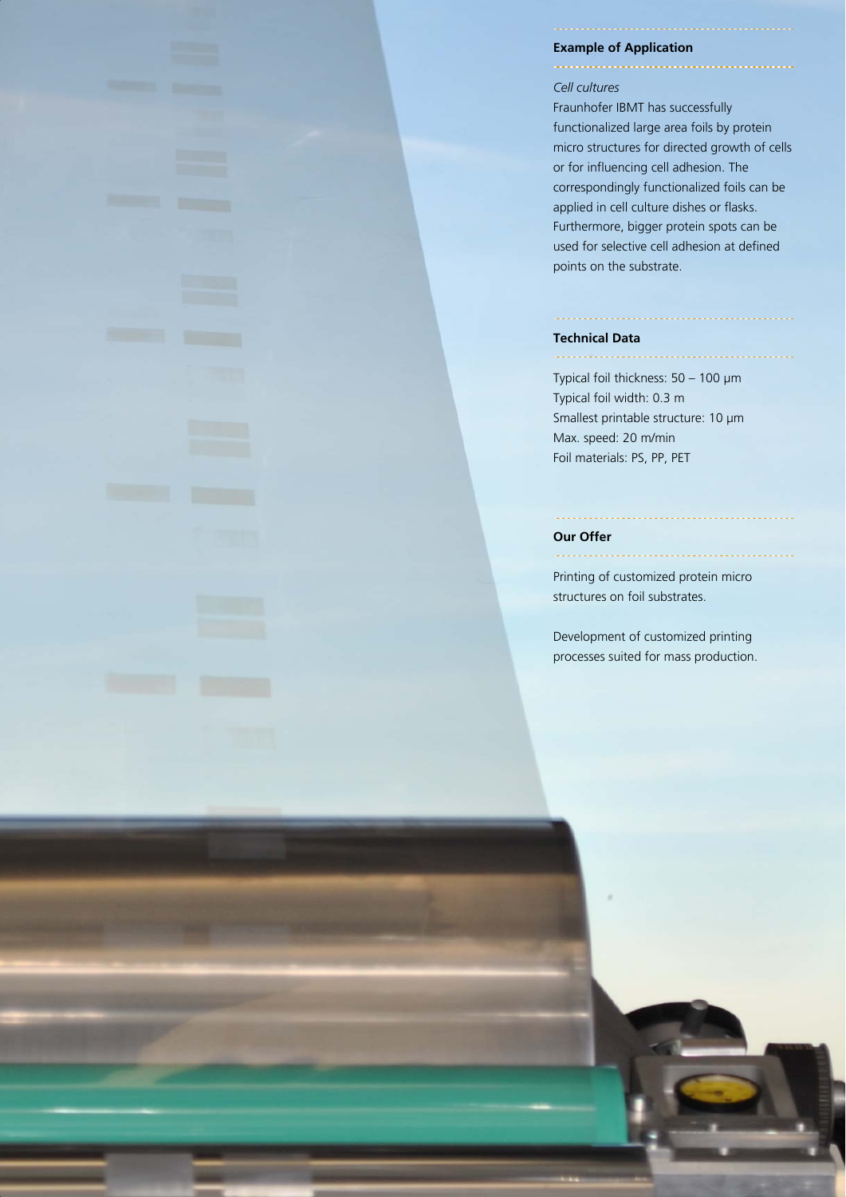### Example of Application

*Cell cultures*

Fraunhofer IBMT has successfully functionalized large area foils by protein micro structures for directed growth of cells or for influencing cell adhesion. The correspondingly functionalized foils can be applied in cell culture dishes or flasks. Furthermore, bigger protein spots can be used for selective cell adhesion at defined points on the substrate.

### Technical Data

Typical foil thickness: 50 – 100 µm
Typical foil width: 0.3 m
Smallest printable structure: 10 µm
Max. speed: 20 m/min
Foil materials: PS, PP, PET

### Our Offer

Printing of customized protein micro structures on foil substrates.

Development of customized printing processes suited for mass production.